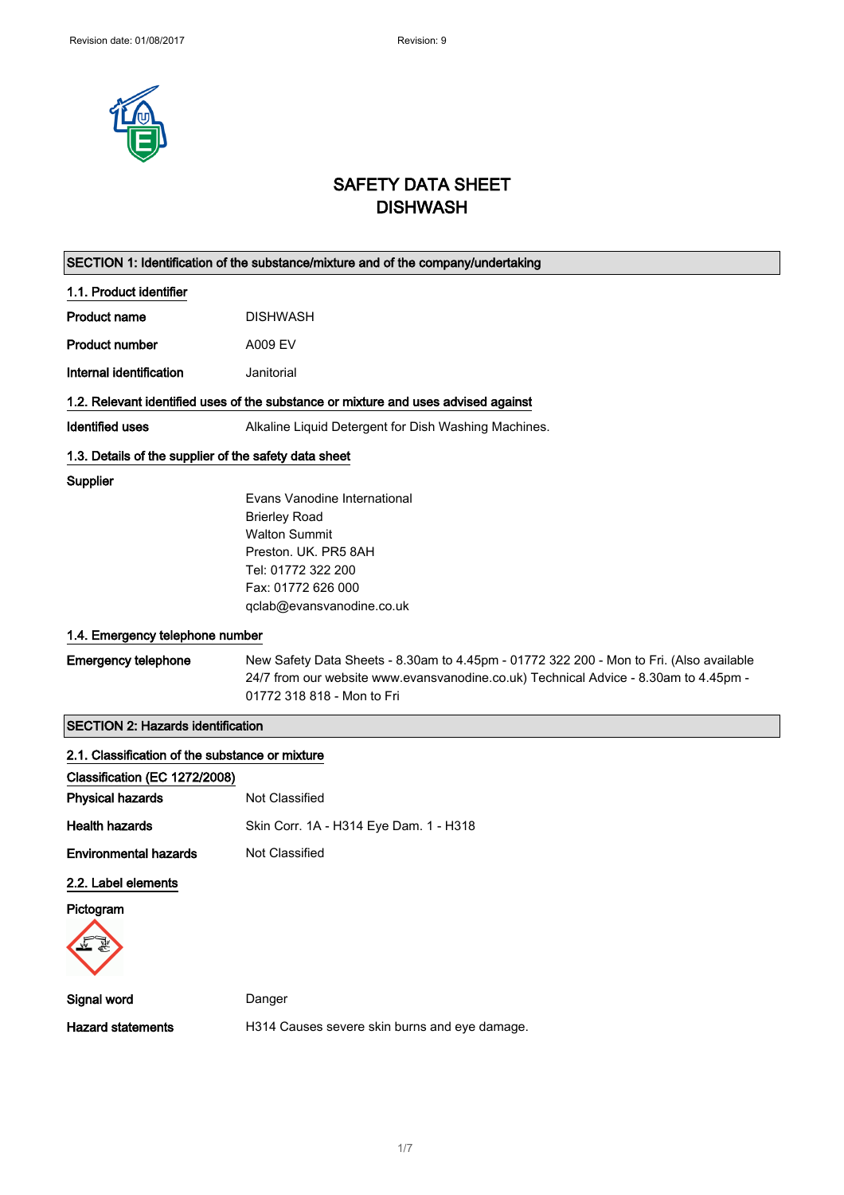# SAFETY DATA SHEET
# DISHWASH

## SECTION 1: Identification of the substance/mixture and of the company/undertaking

### 1.1. Product identifier

| | |
|---|---|
| **Product name** | DISHWASH |
| **Product number** | A009 EV |
| **Internal identification** | Janitorial |

### 1.2. Relevant identified uses of the substance or mixture and uses advised against

| | |
|---|---|
| **Identified uses** | Alkaline Liquid Detergent for Dish Washing Machines. |

### 1.3. Details of the supplier of the safety data sheet

**Supplier**

Evans Vanodine International
Brierley Road
Walton Summit
Preston. UK. PR5 8AH
Tel: 01772 322 200
Fax: 01772 626 000
qclab@evansvanodine.co.uk

### 1.4. Emergency telephone number

| | |
|---|---|
| **Emergency telephone** | New Safety Data Sheets - 8.30am to 4.45pm - 01772 322 200 - Mon to Fri. (Also available 24/7 from our website www.evansvanodine.co.uk) Technical Advice - 8.30am to 4.45pm - 01772 318 818 - Mon to Fri |

## SECTION 2: Hazards identification

### 2.1. Classification of the substance or mixture

**Classification (EC 1272/2008)**

| | |
|---|---|
| **Physical hazards** | Not Classified |
| **Health hazards** | Skin Corr. 1A - H314 Eye Dam. 1 - H318 |
| **Environmental hazards** | Not Classified |

### 2.2. Label elements

**Pictogram**

| | |
|---|---|
| **Signal word** | Danger |
| **Hazard statements** | H314 Causes severe skin burns and eye damage. |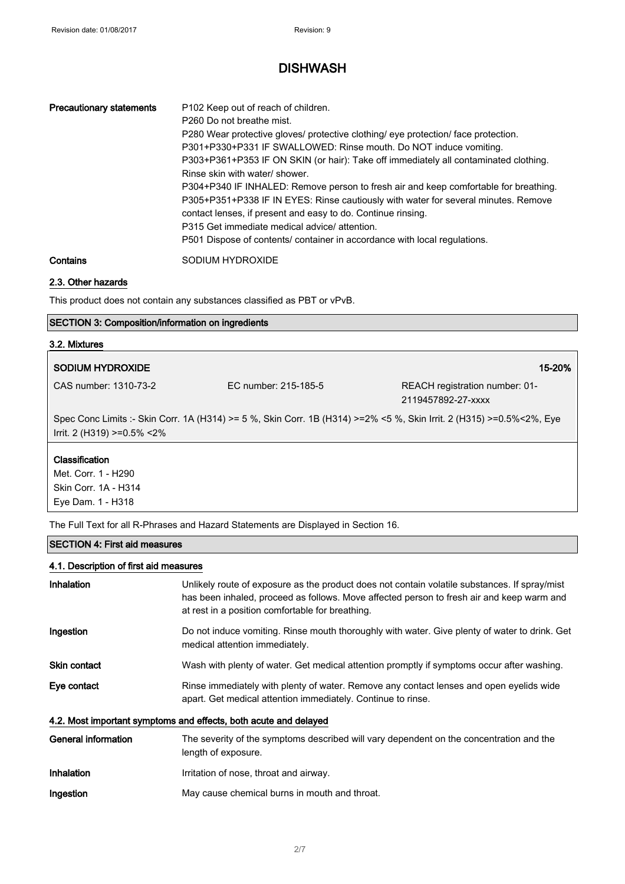| | |
|---|---|
| **Precautionary statements** | P102 Keep out of reach of children.<br>P260 Do not breathe mist.<br>P280 Wear protective gloves/ protective clothing/ eye protection/ face protection.<br>P301+P330+P331 IF SWALLOWED: Rinse mouth. Do NOT induce vomiting.<br>P303+P361+P353 IF ON SKIN (or hair): Take off immediately all contaminated clothing. Rinse skin with water/ shower.<br>P304+P340 IF INHALED: Remove person to fresh air and keep comfortable for breathing.<br>P305+P351+P338 IF IN EYES: Rinse cautiously with water for several minutes. Remove contact lenses, if present and easy to do. Continue rinsing.<br>P315 Get immediate medical advice/ attention.<br>P501 Dispose of contents/ container in accordance with local regulations. |
| **Contains** | SODIUM HYDROXIDE |

### 2.3. Other hazards

This product does not contain any substances classified as PBT or vPvB.

## SECTION 3: Composition/information on ingredients

### 3.2. Mixtures

| **SODIUM HYDROXIDE** | | **15-20%** |
|---|---|---|
| CAS number: 1310-73-2 | EC number: 215-185-5 | REACH registration number: 01-2119457892-27-xxxx |

Spec Conc Limits :- Skin Corr. 1A (H314) >= 5 %, Skin Corr. 1B (H314) >=2% <5 %, Skin Irrit. 2 (H315) >=0.5%<2%, Eye Irrit. 2 (H319) >=0.5% <2%

**Classification**
Met. Corr. 1 - H290
Skin Corr. 1A - H314
Eye Dam. 1 - H318

The Full Text for all R-Phrases and Hazard Statements are Displayed in Section 16.

## SECTION 4: First aid measures

### 4.1. Description of first aid measures

| | |
|---|---|
| **Inhalation** | Unlikely route of exposure as the product does not contain volatile substances. If spray/mist has been inhaled, proceed as follows. Move affected person to fresh air and keep warm and at rest in a position comfortable for breathing. |
| **Ingestion** | Do not induce vomiting. Rinse mouth thoroughly with water. Give plenty of water to drink. Get medical attention immediately. |
| **Skin contact** | Wash with plenty of water. Get medical attention promptly if symptoms occur after washing. |
| **Eye contact** | Rinse immediately with plenty of water. Remove any contact lenses and open eyelids wide apart. Get medical attention immediately. Continue to rinse. |

### 4.2. Most important symptoms and effects, both acute and delayed

| | |
|---|---|
| **General information** | The severity of the symptoms described will vary dependent on the concentration and the length of exposure. |
| **Inhalation** | Irritation of nose, throat and airway. |
| **Ingestion** | May cause chemical burns in mouth and throat. |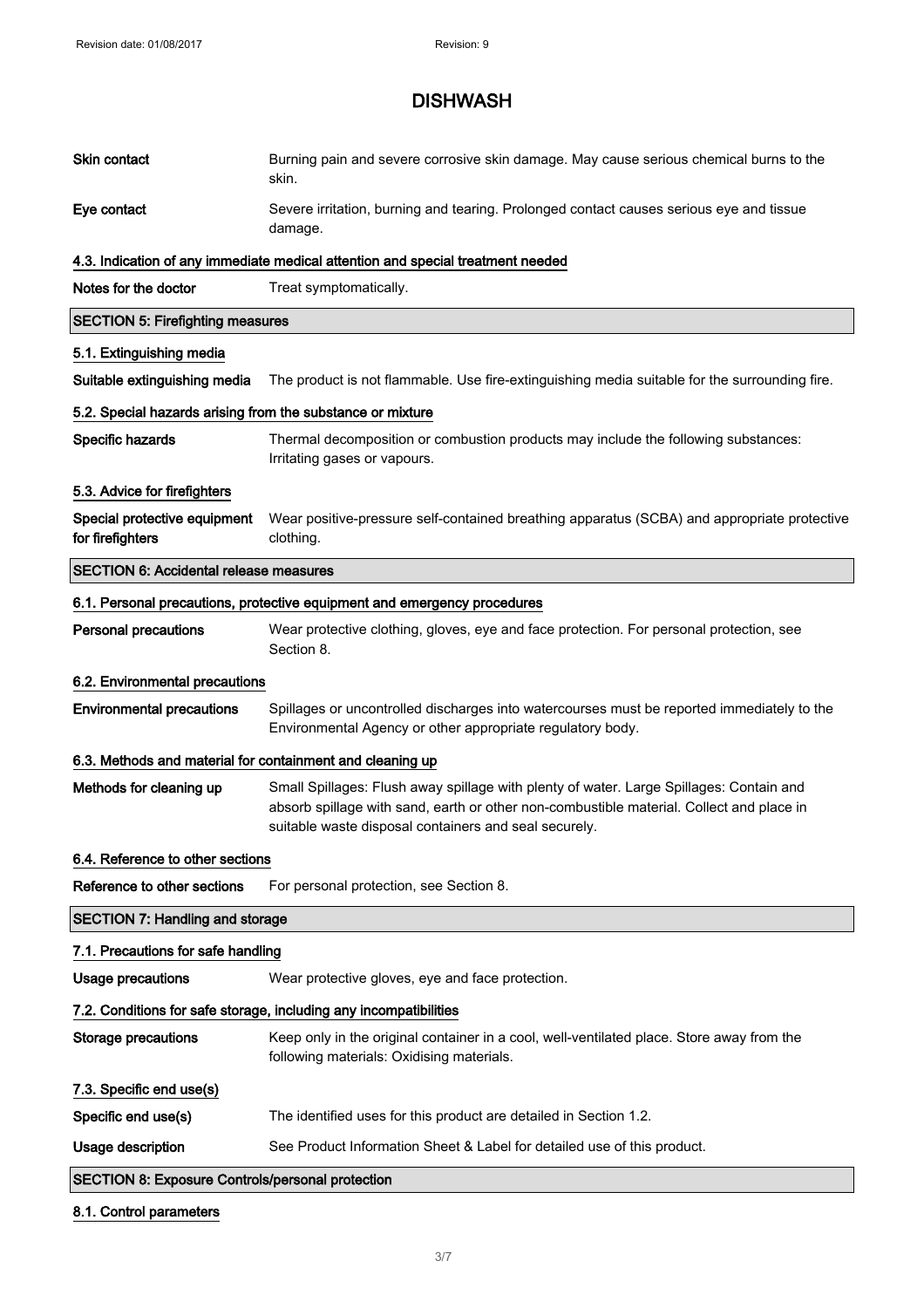| | |
|---|---|
| **Skin contact** | Burning pain and severe corrosive skin damage. May cause serious chemical burns to the skin. |
| **Eye contact** | Severe irritation, burning and tearing. Prolonged contact causes serious eye and tissue damage. |

### 4.3. Indication of any immediate medical attention and special treatment needed

| | |
|---|---|
| **Notes for the doctor** | Treat symptomatically. |

## SECTION 5: Firefighting measures

### 5.1. Extinguishing media

| | |
|---|---|
| **Suitable extinguishing media** | The product is not flammable. Use fire-extinguishing media suitable for the surrounding fire. |

### 5.2. Special hazards arising from the substance or mixture

| | |
|---|---|
| **Specific hazards** | Thermal decomposition or combustion products may include the following substances: Irritating gases or vapours. |

### 5.3. Advice for firefighters

| | |
|---|---|
| **Special protective equipment for firefighters** | Wear positive-pressure self-contained breathing apparatus (SCBA) and appropriate protective clothing. |

## SECTION 6: Accidental release measures

### 6.1. Personal precautions, protective equipment and emergency procedures

| | |
|---|---|
| **Personal precautions** | Wear protective clothing, gloves, eye and face protection. For personal protection, see Section 8. |

### 6.2. Environmental precautions

| | |
|---|---|
| **Environmental precautions** | Spillages or uncontrolled discharges into watercourses must be reported immediately to the Environmental Agency or other appropriate regulatory body. |

### 6.3. Methods and material for containment and cleaning up

| | |
|---|---|
| **Methods for cleaning up** | Small Spillages: Flush away spillage with plenty of water. Large Spillages: Contain and absorb spillage with sand, earth or other non-combustible material. Collect and place in suitable waste disposal containers and seal securely. |

### 6.4. Reference to other sections

| | |
|---|---|
| **Reference to other sections** | For personal protection, see Section 8. |

## SECTION 7: Handling and storage

### 7.1. Precautions for safe handling

| | |
|---|---|
| **Usage precautions** | Wear protective gloves, eye and face protection. |

### 7.2. Conditions for safe storage, including any incompatibilities

| | |
|---|---|
| **Storage precautions** | Keep only in the original container in a cool, well-ventilated place. Store away from the following materials: Oxidising materials. |

### 7.3. Specific end use(s)

| | |
|---|---|
| **Specific end use(s)** | The identified uses for this product are detailed in Section 1.2. |
| **Usage description** | See Product Information Sheet & Label for detailed use of this product. |

## SECTION 8: Exposure Controls/personal protection

### 8.1. Control parameters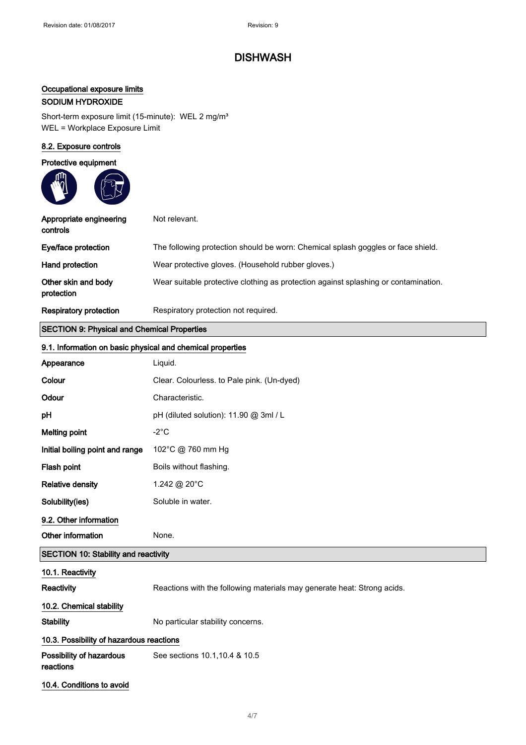# DISHWASH

### Occupational exposure limits

**SODIUM HYDROXIDE**

Short-term exposure limit (15-minute): WEL 2 mg/m³
WEL = Workplace Exposure Limit

### 8.2. Exposure controls

**Protective equipment**

| | |
|---|---|
| **Appropriate engineering controls** | Not relevant. |
| **Eye/face protection** | The following protection should be worn: Chemical splash goggles or face shield. |
| **Hand protection** | Wear protective gloves. (Household rubber gloves.) |
| **Other skin and body protection** | Wear suitable protective clothing as protection against splashing or contamination. |
| **Respiratory protection** | Respiratory protection not required. |

## SECTION 9: Physical and Chemical Properties

### 9.1. Information on basic physical and chemical properties

| | |
|---|---|
| **Appearance** | Liquid. |
| **Colour** | Clear. Colourless. to Pale pink. (Un-dyed) |
| **Odour** | Characteristic. |
| **pH** | pH (diluted solution): 11.90 @ 3ml / L |
| **Melting point** | -2°C |
| **Initial boiling point and range** | 102°C @ 760 mm Hg |
| **Flash point** | Boils without flashing. |
| **Relative density** | 1.242 @ 20°C |
| **Solubility(ies)** | Soluble in water. |

### 9.2. Other information

| | |
|---|---|
| **Other information** | None. |

## SECTION 10: Stability and reactivity

### 10.1. Reactivity

| | |
|---|---|
| **Reactivity** | Reactions with the following materials may generate heat: Strong acids. |

### 10.2. Chemical stability

| | |
|---|---|
| **Stability** | No particular stability concerns. |

### 10.3. Possibility of hazardous reactions

| | |
|---|---|
| **Possibility of hazardous reactions** | See sections 10.1,10.4 & 10.5 |

### 10.4. Conditions to avoid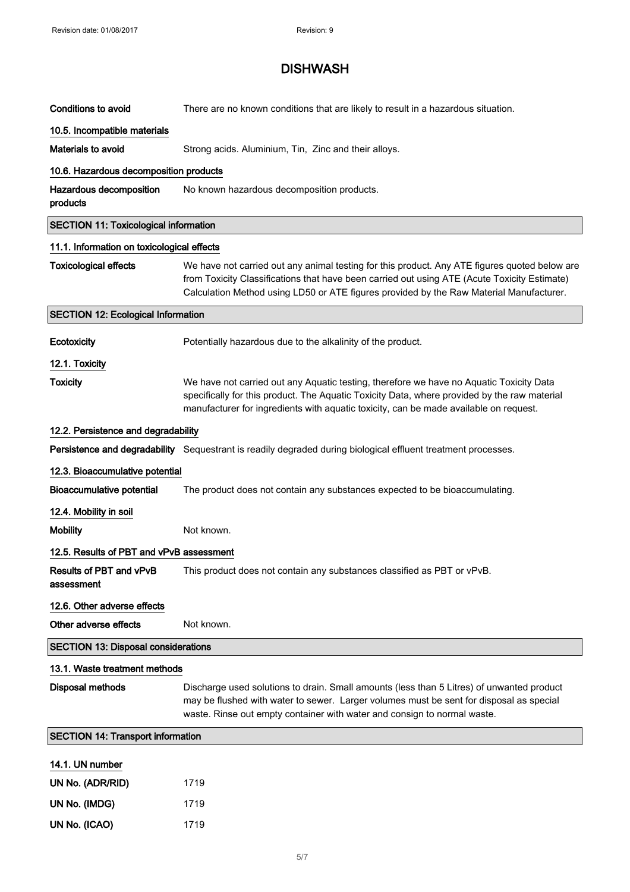# DISHWASH

**Conditions to avoid** There are no known conditions that are likely to result in a hazardous situation.

### 10.5. Incompatible materials

**Materials to avoid** Strong acids. Aluminium, Tin, Zinc and their alloys.

### 10.6. Hazardous decomposition products

**Hazardous decomposition products** No known hazardous decomposition products.

## SECTION 11: Toxicological information

### 11.1. Information on toxicological effects

**Toxicological effects** We have not carried out any animal testing for this product. Any ATE figures quoted below are from Toxicity Classifications that have been carried out using ATE (Acute Toxicity Estimate) Calculation Method using LD50 or ATE figures provided by the Raw Material Manufacturer.

## SECTION 12: Ecological Information

**Ecotoxicity** Potentially hazardous due to the alkalinity of the product.

### 12.1. Toxicity

**Toxicity** We have not carried out any Aquatic testing, therefore we have no Aquatic Toxicity Data specifically for this product. The Aquatic Toxicity Data, where provided by the raw material manufacturer for ingredients with aquatic toxicity, can be made available on request.

### 12.2. Persistence and degradability

**Persistence and degradability** Sequestrant is readily degraded during biological effluent treatment processes.

### 12.3. Bioaccumulative potential

**Bioaccumulative potential** The product does not contain any substances expected to be bioaccumulating.

### 12.4. Mobility in soil

**Mobility** Not known.

### 12.5. Results of PBT and vPvB assessment

**Results of PBT and vPvB assessment** This product does not contain any substances classified as PBT or vPvB.

### 12.6. Other adverse effects

**Other adverse effects** Not known.

## SECTION 13: Disposal considerations

### 13.1. Waste treatment methods

**Disposal methods** Discharge used solutions to drain. Small amounts (less than 5 Litres) of unwanted product may be flushed with water to sewer. Larger volumes must be sent for disposal as special waste. Rinse out empty container with water and consign to normal waste.

## SECTION 14: Transport information

### 14.1. UN number

**UN No. (ADR/RID)** 1719

**UN No. (IMDG)** 1719

**UN No. (ICAO)** 1719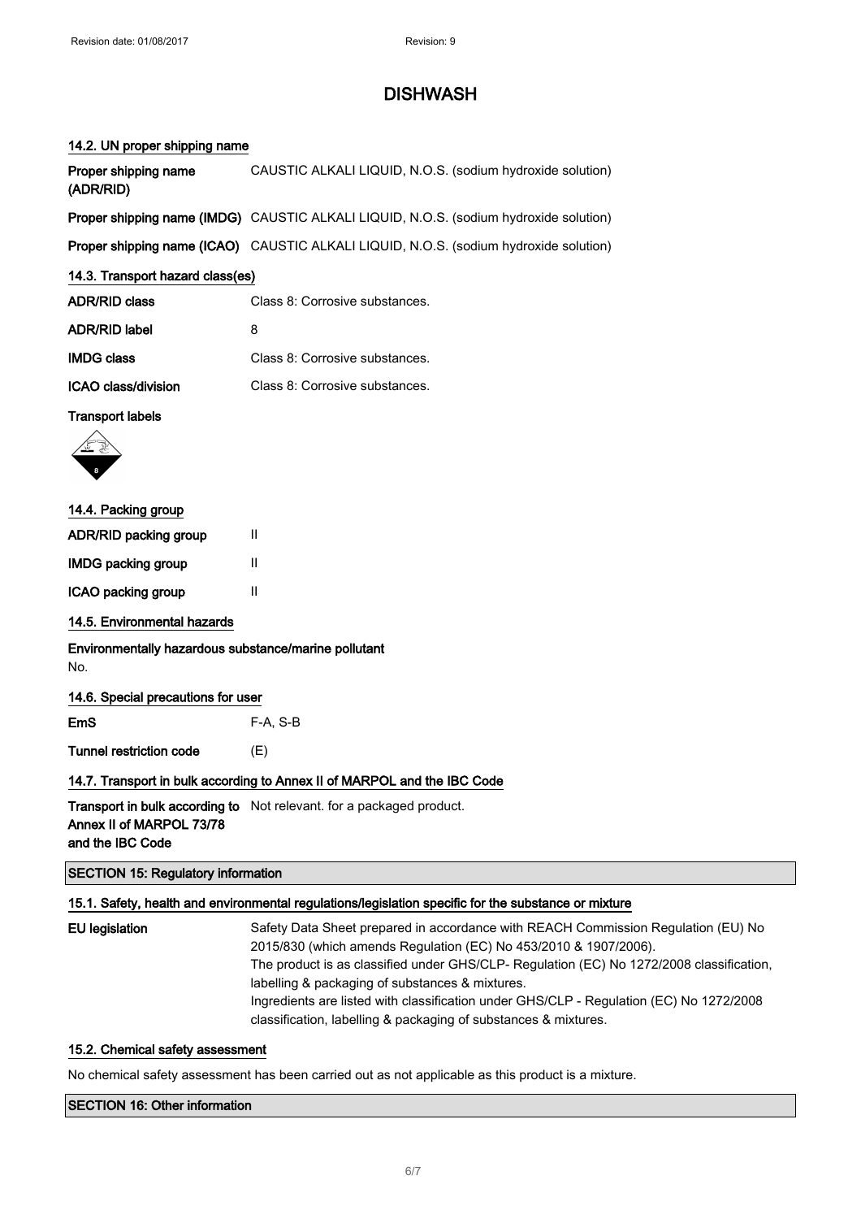# DISHWASH

### 14.2. UN proper shipping name

| | |
|---|---|
| Proper shipping name (ADR/RID) | CAUSTIC ALKALI LIQUID, N.O.S. (sodium hydroxide solution) |
| Proper shipping name (IMDG) | CAUSTIC ALKALI LIQUID, N.O.S. (sodium hydroxide solution) |
| Proper shipping name (ICAO) | CAUSTIC ALKALI LIQUID, N.O.S. (sodium hydroxide solution) |

### 14.3. Transport hazard class(es)

| | |
|---|---|
| ADR/RID class | Class 8: Corrosive substances. |
| ADR/RID label | 8 |
| IMDG class | Class 8: Corrosive substances. |
| ICAO class/division | Class 8: Corrosive substances. |

**Transport labels**

### 14.4. Packing group

| | |
|---|---|
| ADR/RID packing group | II |
| IMDG packing group | II |
| ICAO packing group | II |

### 14.5. Environmental hazards

**Environmentally hazardous substance/marine pollutant**

No.

### 14.6. Special precautions for user

| | |
|---|---|
| EmS | F-A, S-B |
| Tunnel restriction code | (E) |

### 14.7. Transport in bulk according to Annex II of MARPOL and the IBC Code

| | |
|---|---|
| Transport in bulk according to Annex II of MARPOL 73/78 and the IBC Code | Not relevant. for a packaged product. |

## SECTION 15: Regulatory information

### 15.1. Safety, health and environmental regulations/legislation specific for the substance or mixture

**EU legislation**

Safety Data Sheet prepared in accordance with REACH Commission Regulation (EU) No 2015/830 (which amends Regulation (EC) No 453/2010 & 1907/2006).
The product is as classified under GHS/CLP- Regulation (EC) No 1272/2008 classification, labelling & packaging of substances & mixtures.
Ingredients are listed with classification under GHS/CLP - Regulation (EC) No 1272/2008 classification, labelling & packaging of substances & mixtures.

### 15.2. Chemical safety assessment

No chemical safety assessment has been carried out as not applicable as this product is a mixture.

## SECTION 16: Other information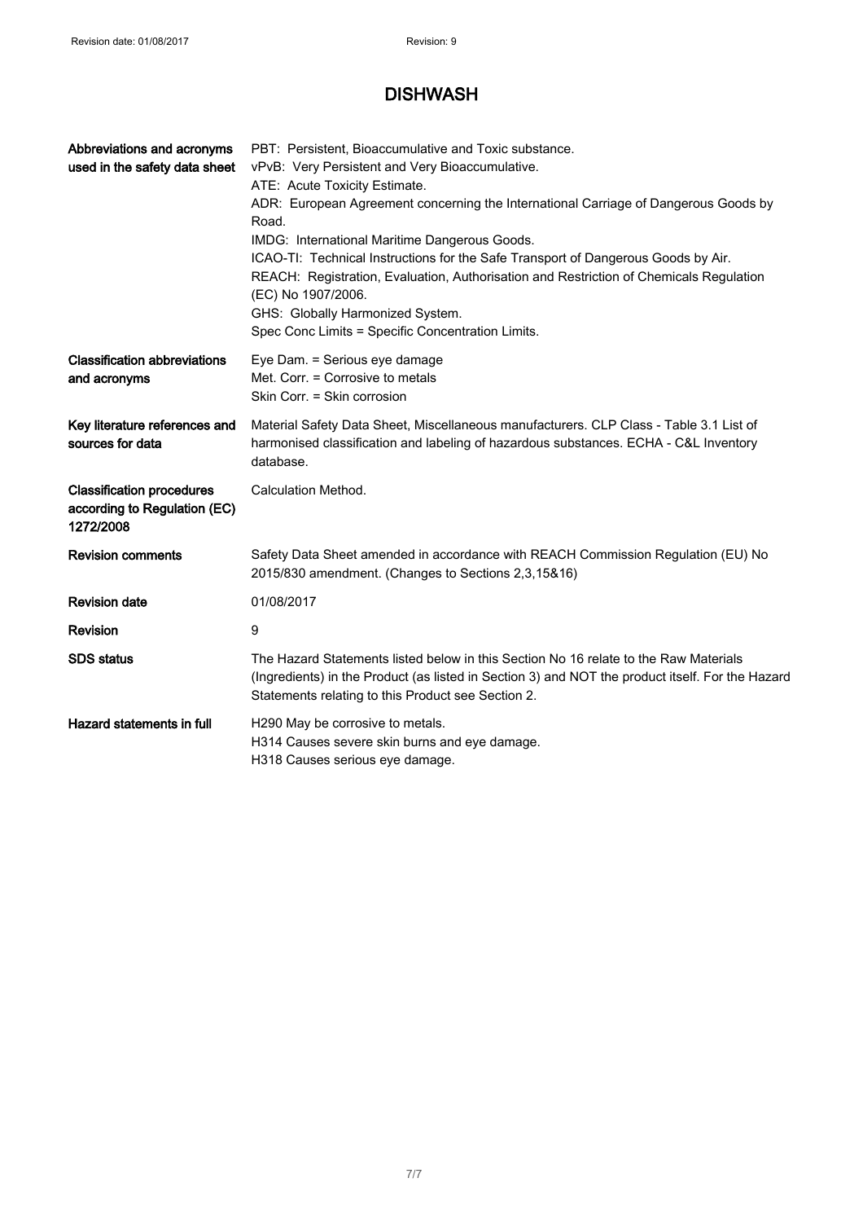# DISHWASH

| | |
|---|---|
| **Abbreviations and acronyms used in the safety data sheet** | PBT: Persistent, Bioaccumulative and Toxic substance.<br>vPvB: Very Persistent and Very Bioaccumulative.<br>ATE: Acute Toxicity Estimate.<br>ADR: European Agreement concerning the International Carriage of Dangerous Goods by Road.<br>IMDG: International Maritime Dangerous Goods.<br>ICAO-TI: Technical Instructions for the Safe Transport of Dangerous Goods by Air.<br>REACH: Registration, Evaluation, Authorisation and Restriction of Chemicals Regulation (EC) No 1907/2006.<br>GHS: Globally Harmonized System.<br>Spec Conc Limits = Specific Concentration Limits. |
| **Classification abbreviations and acronyms** | Eye Dam. = Serious eye damage<br>Met. Corr. = Corrosive to metals<br>Skin Corr. = Skin corrosion |
| **Key literature references and sources for data** | Material Safety Data Sheet, Miscellaneous manufacturers. CLP Class - Table 3.1 List of harmonised classification and labeling of hazardous substances. ECHA - C&L Inventory database. |
| **Classification procedures according to Regulation (EC) 1272/2008** | Calculation Method. |
| **Revision comments** | Safety Data Sheet amended in accordance with REACH Commission Regulation (EU) No 2015/830 amendment. (Changes to Sections 2,3,15&16) |
| **Revision date** | 01/08/2017 |
| **Revision** | 9 |
| **SDS status** | The Hazard Statements listed below in this Section No 16 relate to the Raw Materials (Ingredients) in the Product (as listed in Section 3) and NOT the product itself. For the Hazard Statements relating to this Product see Section 2. |
| **Hazard statements in full** | H290 May be corrosive to metals.<br>H314 Causes severe skin burns and eye damage.<br>H318 Causes serious eye damage. |